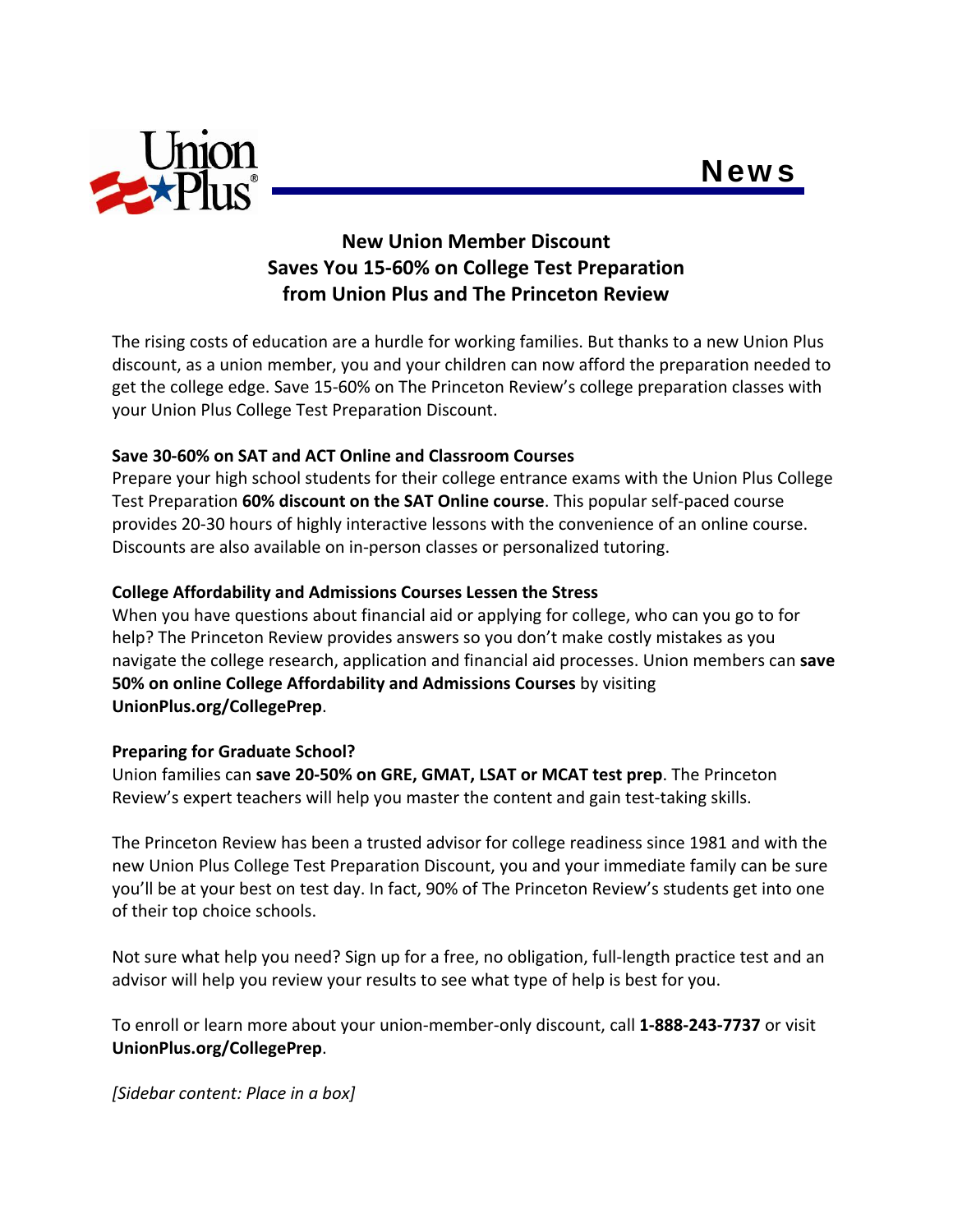Union Plus®

News

# New Union Member Discount Saves You 15-60% on College Test Preparation from Union Plus and The Princeton Review

The rising costs of education are a hurdle for working families. But thanks to a new Union Plus discount, as a union member, you and your children can now afford the preparation needed to get the college edge. Save 15-60% on The Princeton Review's college preparation classes with your Union Plus College Test Preparation Discount.

**Save 30-60% on SAT and ACT Online and Classroom Courses**
Prepare your high school students for their college entrance exams with the Union Plus College Test Preparation **60% discount on the SAT Online course**. This popular self-paced course provides 20-30 hours of highly interactive lessons with the convenience of an online course. Discounts are also available on in-person classes or personalized tutoring.

**College Affordability and Admissions Courses Lessen the Stress**
When you have questions about financial aid or applying for college, who can you go to for help? The Princeton Review provides answers so you don't make costly mistakes as you navigate the college research, application and financial aid processes. Union members can **save 50% on online College Affordability and Admissions Courses** by visiting **UnionPlus.org/CollegePrep**.

**Preparing for Graduate School?**
Union families can **save 20-50% on GRE, GMAT, LSAT or MCAT test prep**. The Princeton Review's expert teachers will help you master the content and gain test-taking skills.

The Princeton Review has been a trusted advisor for college readiness since 1981 and with the new Union Plus College Test Preparation Discount, you and your immediate family can be sure you'll be at your best on test day. In fact, 90% of The Princeton Review's students get into one of their top choice schools.

Not sure what help you need? Sign up for a free, no obligation, full-length practice test and an advisor will help you review your results to see what type of help is best for you.

To enroll or learn more about your union-member-only discount, call **1-888-243-7737** or visit **UnionPlus.org/CollegePrep**.

*[Sidebar content: Place in a box]*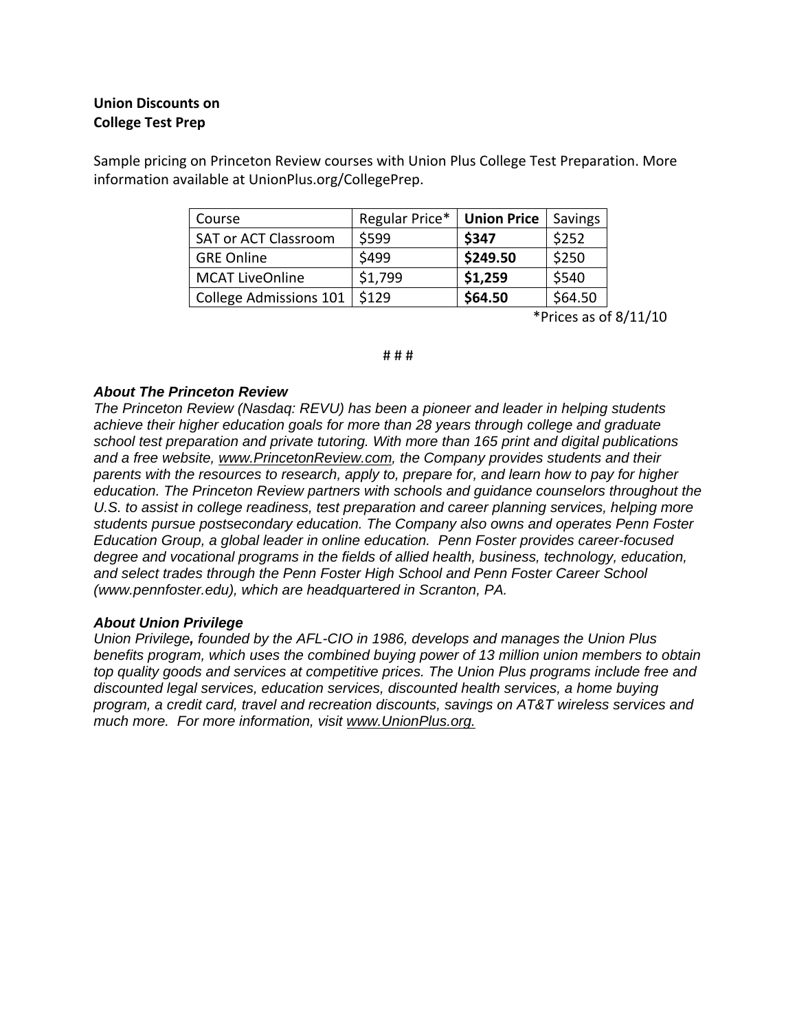**Union Discounts on**
**College Test Prep**

Sample pricing on Princeton Review courses with Union Plus College Test Preparation. More information available at UnionPlus.org/CollegePrep.

| Course | Regular Price* | **Union Price** | Savings |
|---|---|---|---|
| SAT or ACT Classroom | $599 | **$347** | $252 |
| GRE Online | $499 | **$249.50** | $250 |
| MCAT LiveOnline | $1,799 | **$1,259** | $540 |
| College Admissions 101 | $129 | **$64.50** | $64.50 |

*Prices as of 8/11/10

# # #

***About The Princeton Review***

*The Princeton Review (Nasdaq: REVU) has been a pioneer and leader in helping students achieve their higher education goals for more than 28 years through college and graduate school test preparation and private tutoring. With more than 165 print and digital publications and a free website, www.PrincetonReview.com, the Company provides students and their parents with the resources to research, apply to, prepare for, and learn how to pay for higher education. The Princeton Review partners with schools and guidance counselors throughout the U.S. to assist in college readiness, test preparation and career planning services, helping more students pursue postsecondary education. The Company also owns and operates Penn Foster Education Group, a global leader in online education. Penn Foster provides career-focused degree and vocational programs in the fields of allied health, business, technology, education, and select trades through the Penn Foster High School and Penn Foster Career School (www.pennfoster.edu), which are headquartered in Scranton, PA.*

***About Union Privilege***

*Union Privilege, founded by the AFL-CIO in 1986, develops and manages the Union Plus benefits program, which uses the combined buying power of 13 million union members to obtain top quality goods and services at competitive prices. The Union Plus programs include free and discounted legal services, education services, discounted health services, a home buying program, a credit card, travel and recreation discounts, savings on AT&T wireless services and much more. For more information, visit www.UnionPlus.org.*